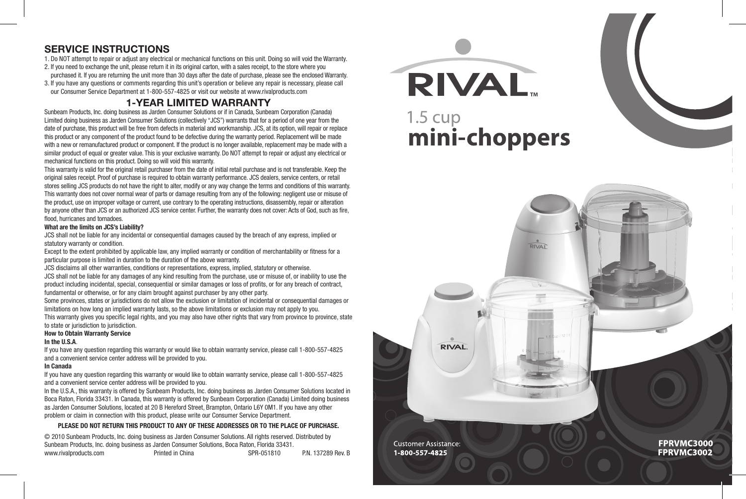## SERVICE INSTRUCTIONS

1. Do NOT attempt to repair or adjust any electrical or mechanical functions on this unit. Doing so will void the Warranty.
2. If you need to exchange the unit, please return it in its original carton, with a sales receipt, to the store where you purchased it. If you are returning the unit more than 30 days after the date of purchase, please see the enclosed Warranty.
3. If you have any questions or comments regarding this unit's operation or believe any repair is necessary, please call our Consumer Service Department at 1-800-557-4825 or visit our website at www.rivalproducts.com

## 1-YEAR LIMITED WARRANTY

Sunbeam Products, Inc. doing business as Jarden Consumer Solutions or if in Canada, Sunbeam Corporation (Canada) Limited doing business as Jarden Consumer Solutions (collectively "JCS") warrants that for a period of one year from the date of purchase, this product will be free from defects in material and workmanship. JCS, at its option, will repair or replace this product or any component of the product found to be defective during the warranty period. Replacement will be made with a new or remanufactured product or component. If the product is no longer available, replacement may be made with a similar product of equal or greater value. This is your exclusive warranty. Do NOT attempt to repair or adjust any electrical or mechanical functions on this product. Doing so will void this warranty.

This warranty is valid for the original retail purchaser from the date of initial retail purchase and is not transferable. Keep the original sales receipt. Proof of purchase is required to obtain warranty performance. JCS dealers, service centers, or retail stores selling JCS products do not have the right to alter, modify or any way change the terms and conditions of this warranty.

This warranty does not cover normal wear of parts or damage resulting from any of the following: negligent use or misuse of the product, use on improper voltage or current, use contrary to the operating instructions, disassembly, repair or alteration by anyone other than JCS or an authorized JCS service center. Further, the warranty does not cover: Acts of God, such as fire, flood, hurricanes and tornadoes.

**What are the limits on JCS's Liability?**

JCS shall not be liable for any incidental or consequential damages caused by the breach of any express, implied or statutory warranty or condition.

Except to the extent prohibited by applicable law, any implied warranty or condition of merchantability or fitness for a particular purpose is limited in duration to the duration of the above warranty.

JCS disclaims all other warranties, conditions or representations, express, implied, statutory or otherwise.

JCS shall not be liable for any damages of any kind resulting from the purchase, use or misuse of, or inability to use the product including incidental, special, consequential or similar damages or loss of profits, or for any breach of contract, fundamental or otherwise, or for any claim brought against purchaser by any other party.

Some provinces, states or jurisdictions do not allow the exclusion or limitation of incidental or consequential damages or limitations on how long an implied warranty lasts, so the above limitations or exclusion may not apply to you.

This warranty gives you specific legal rights, and you may also have other rights that vary from province to province, state to state or jurisdiction to jurisdiction.

**How to Obtain Warranty Service**

**In the U.S.A.**

If you have any question regarding this warranty or would like to obtain warranty service, please call 1-800-557-4825 and a convenient service center address will be provided to you.

**In Canada**

If you have any question regarding this warranty or would like to obtain warranty service, please call 1-800-557-4825 and a convenient service center address will be provided to you.

In the U.S.A., this warranty is offered by Sunbeam Products, Inc. doing business as Jarden Consumer Solutions located in Boca Raton, Florida 33431. In Canada, this warranty is offered by Sunbeam Corporation (Canada) Limited doing business as Jarden Consumer Solutions, located at 20 B Hereford Street, Brampton, Ontario L6Y 0M1. If you have any other problem or claim in connection with this product, please write our Consumer Service Department.

**PLEASE DO NOT RETURN THIS PRODUCT TO ANY OF THESE ADDRESSES OR TO THE PLACE OF PURCHASE.**

© 2010 Sunbeam Products, Inc. doing business as Jarden Consumer Solutions. All rights reserved. Distributed by Sunbeam Products, Inc. doing business as Jarden Consumer Solutions, Boca Raton, Florida 33431.

www.rivalproducts.com Printed in China SPR-051810 P.N. 137289 Rev. B

# RIVAL™

## 1.5 cup mini-choppers

Customer Assistance:
**1-800-557-4825**

**FPRVMC3000**
**FPRVMC3002**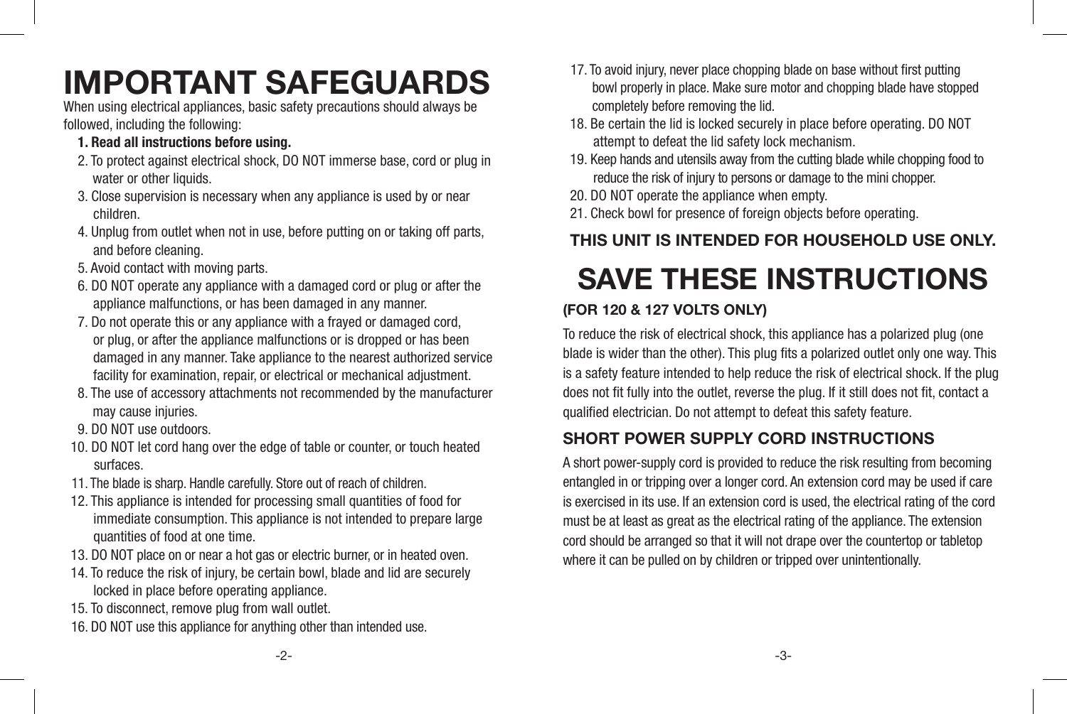# IMPORTANT SAFEGUARDS

When using electrical appliances, basic safety precautions should always be followed, including the following:

1. **Read all instructions before using.**
2. To protect against electrical shock, DO NOT immerse base, cord or plug in water or other liquids.
3. Close supervision is necessary when any appliance is used by or near children.
4. Unplug from outlet when not in use, before putting on or taking off parts, and before cleaning.
5. Avoid contact with moving parts.
6. DO NOT operate any appliance with a damaged cord or plug or after the appliance malfunctions, or has been damaged in any manner.
7. Do not operate this or any appliance with a frayed or damaged cord, or plug, or after the appliance malfunctions or is dropped or has been damaged in any manner. Take appliance to the nearest authorized service facility for examination, repair, or electrical or mechanical adjustment.
8. The use of accessory attachments not recommended by the manufacturer may cause injuries.
9. DO NOT use outdoors.
10. DO NOT let cord hang over the edge of table or counter, or touch heated surfaces.
11. The blade is sharp. Handle carefully. Store out of reach of children.
12. This appliance is intended for processing small quantities of food for immediate consumption. This appliance is not intended to prepare large quantities of food at one time.
13. DO NOT place on or near a hot gas or electric burner, or in heated oven.
14. To reduce the risk of injury, be certain bowl, blade and lid are securely locked in place before operating appliance.
15. To disconnect, remove plug from wall outlet.
16. DO NOT use this appliance for anything other than intended use.
17. To avoid injury, never place chopping blade on base without first putting bowl properly in place. Make sure motor and chopping blade have stopped completely before removing the lid.
18. Be certain the lid is locked securely in place before operating. DO NOT attempt to defeat the lid safety lock mechanism.
19. Keep hands and utensils away from the cutting blade while chopping food to reduce the risk of injury to persons or damage to the mini chopper.
20. DO NOT operate the appliance when empty.
21. Check bowl for presence of foreign objects before operating.

**THIS UNIT IS INTENDED FOR HOUSEHOLD USE ONLY.**

# SAVE THESE INSTRUCTIONS

**(FOR 120 & 127 VOLTS ONLY)**

To reduce the risk of electrical shock, this appliance has a polarized plug (one blade is wider than the other). This plug fits a polarized outlet only one way. This is a safety feature intended to help reduce the risk of electrical shock. If the plug does not fit fully into the outlet, reverse the plug. If it still does not fit, contact a qualified electrician. Do not attempt to defeat this safety feature.

## SHORT POWER SUPPLY CORD INSTRUCTIONS

A short power-supply cord is provided to reduce the risk resulting from becoming entangled in or tripping over a longer cord. An extension cord may be used if care is exercised in its use. If an extension cord is used, the electrical rating of the cord must be at least as great as the electrical rating of the appliance. The extension cord should be arranged so that it will not drape over the countertop or tabletop where it can be pulled on by children or tripped over unintentionally.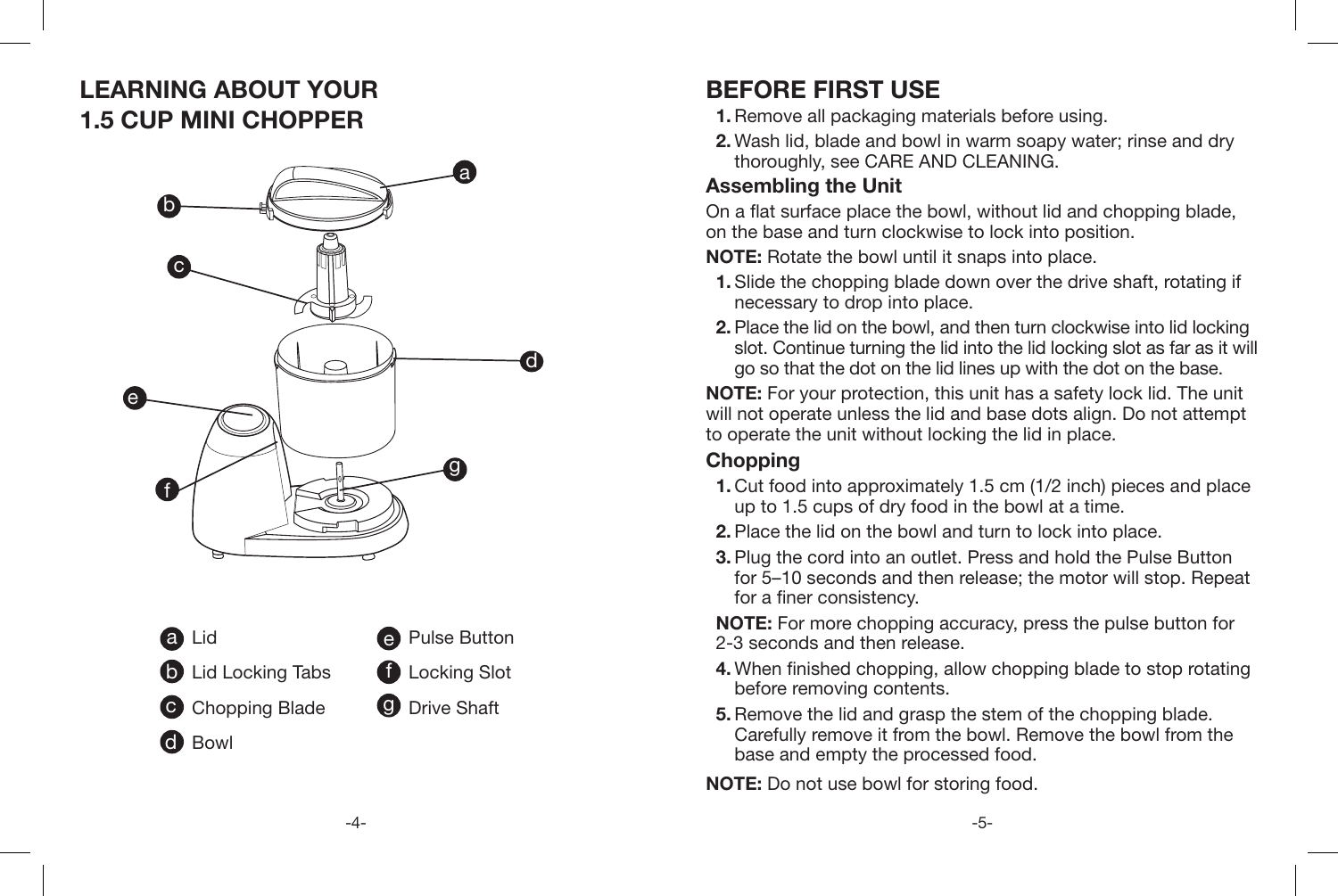# LEARNING ABOUT YOUR 1.5 CUP MINI CHOPPER

- a Lid
- b Lid Locking Tabs
- c Chopping Blade
- d Bowl
- e Pulse Button
- f Locking Slot
- g Drive Shaft

# BEFORE FIRST USE

1. Remove all packaging materials before using.
2. Wash lid, blade and bowl in warm soapy water; rinse and dry thoroughly, see CARE AND CLEANING.

### Assembling the Unit

On a flat surface place the bowl, without lid and chopping blade, on the base and turn clockwise to lock into position.

**NOTE:** Rotate the bowl until it snaps into place.

1. Slide the chopping blade down over the drive shaft, rotating if necessary to drop into place.
2. Place the lid on the bowl, and then turn clockwise into lid locking slot. Continue turning the lid into the lid locking slot as far as it will go so that the dot on the lid lines up with the dot on the base.

**NOTE:** For your protection, this unit has a safety lock lid. The unit will not operate unless the lid and base dots align. Do not attempt to operate the unit without locking the lid in place.

### Chopping

1. Cut food into approximately 1.5 cm (1/2 inch) pieces and place up to 1.5 cups of dry food in the bowl at a time.
2. Place the lid on the bowl and turn to lock into place.
3. Plug the cord into an outlet. Press and hold the Pulse Button for 5–10 seconds and then release; the motor will stop. Repeat for a finer consistency.

   **NOTE:** For more chopping accuracy, press the pulse button for 2-3 seconds and then release.

4. When finished chopping, allow chopping blade to stop rotating before removing contents.
5. Remove the lid and grasp the stem of the chopping blade. Carefully remove it from the bowl. Remove the bowl from the base and empty the processed food.

**NOTE:** Do not use bowl for storing food.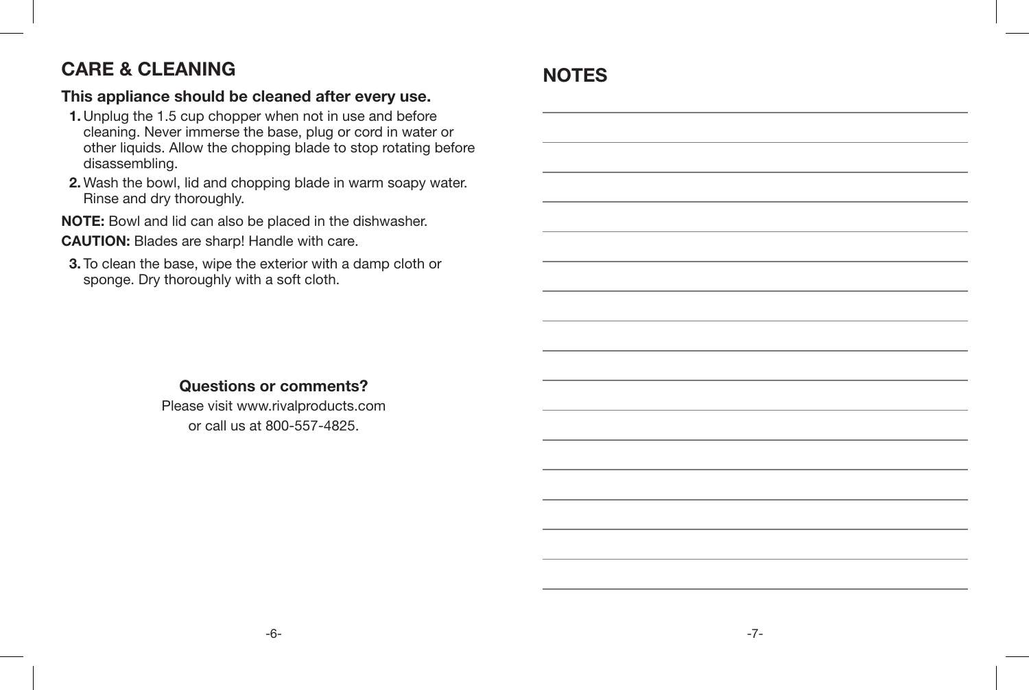## CARE & CLEANING

**This appliance should be cleaned after every use.**

1. Unplug the 1.5 cup chopper when not in use and before cleaning. Never immerse the base, plug or cord in water or other liquids. Allow the chopping blade to stop rotating before disassembling.
2. Wash the bowl, lid and chopping blade in warm soapy water. Rinse and dry thoroughly.

**NOTE:** Bowl and lid can also be placed in the dishwasher.

**CAUTION:** Blades are sharp! Handle with care.

3. To clean the base, wipe the exterior with a damp cloth or sponge. Dry thoroughly with a soft cloth.

**Questions or comments?**

Please visit www.rivalproducts.com
or call us at 800-557-4825.

## NOTES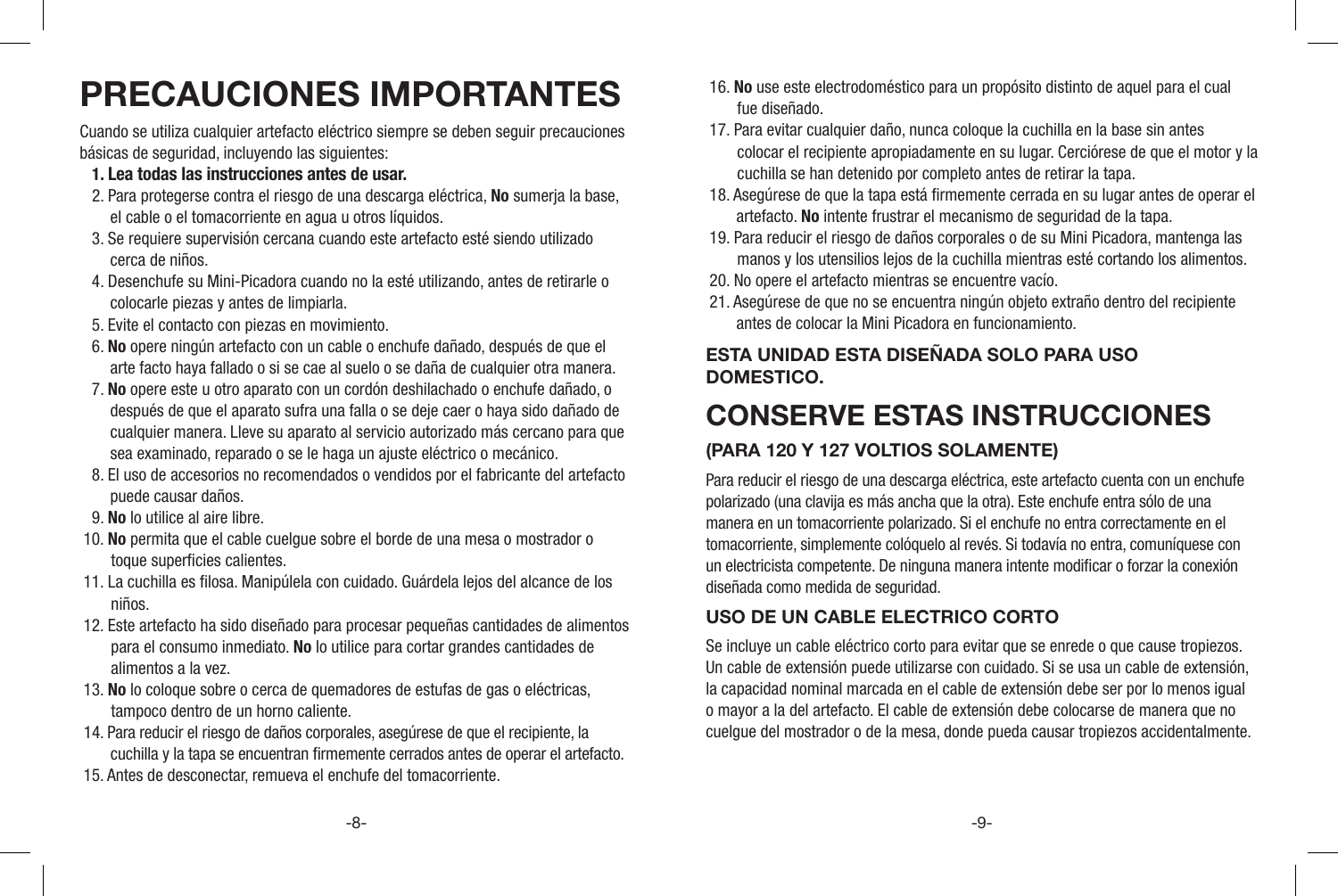# PRECAUCIONES IMPORTANTES

Cuando se utiliza cualquier artefacto eléctrico siempre se deben seguir precauciones básicas de seguridad, incluyendo las siguientes:

1. **Lea todas las instrucciones antes de usar.**
2. Para protegerse contra el riesgo de una descarga eléctrica, **No** sumerja la base, el cable o el tomacorriente en agua u otros líquidos.
3. Se requiere supervisión cercana cuando este artefacto esté siendo utilizado cerca de niños.
4. Desenchufe su Mini-Picadora cuando no la esté utilizando, antes de retirarle o colocarle piezas y antes de limpiarla.
5. Evite el contacto con piezas en movimiento.
6. **No** opere ningún artefacto con un cable o enchufe dañado, después de que el arte facto haya fallado o si se cae al suelo o se daña de cualquier otra manera.
7. **No** opere este u otro aparato con un cordón deshilachado o enchufe dañado, o después de que el aparato sufra una falla o se deje caer o haya sido dañado de cualquier manera. Lleve su aparato al servicio autorizado más cercano para que sea examinado, reparado o se le haga un ajuste eléctrico o mecánico.
8. El uso de accesorios no recomendados o vendidos por el fabricante del artefacto puede causar daños.
9. **No** lo utilice al aire libre.
10. **No** permita que el cable cuelgue sobre el borde de una mesa o mostrador o toque superficies calientes.
11. La cuchilla es filosa. Manipúlela con cuidado. Guárdela lejos del alcance de los niños.
12. Este artefacto ha sido diseñado para procesar pequeñas cantidades de alimentos para el consumo inmediato. **No** lo utilice para cortar grandes cantidades de alimentos a la vez.
13. **No** lo coloque sobre o cerca de quemadores de estufas de gas o eléctricas, tampoco dentro de un horno caliente.
14. Para reducir el riesgo de daños corporales, asegúrese de que el recipiente, la cuchilla y la tapa se encuentran firmemente cerrados antes de operar el artefacto.
15. Antes de desconectar, remueva el enchufe del tomacorriente.
16. **No** use este electrodoméstico para un propósito distinto de aquel para el cual fue diseñado.
17. Para evitar cualquier daño, nunca coloque la cuchilla en la base sin antes colocar el recipiente apropiadamente en su lugar. Cerciórese de que el motor y la cuchilla se han detenido por completo antes de retirar la tapa.
18. Asegúrese de que la tapa está firmemente cerrada en su lugar antes de operar el artefacto. **No** intente frustrar el mecanismo de seguridad de la tapa.
19. Para reducir el riesgo de daños corporales o de su Mini Picadora, mantenga las manos y los utensilios lejos de la cuchilla mientras esté cortando los alimentos.
20. No opere el artefacto mientras se encuentre vacío.
21. Asegúrese de que no se encuentra ningún objeto extraño dentro del recipiente antes de colocar la Mini Picadora en funcionamiento.

**ESTA UNIDAD ESTA DISEÑADA SOLO PARA USO DOMESTICO.**

# CONSERVE ESTAS INSTRUCCIONES

### (PARA 120 Y 127 VOLTIOS SOLAMENTE)

Para reducir el riesgo de una descarga eléctrica, este artefacto cuenta con un enchufe polarizado (una clavija es más ancha que la otra). Este enchufe entra sólo de una manera en un tomacorriente polarizado. Si el enchufe no entra correctamente en el tomacorriente, simplemente colóquelo al revés. Si todavía no entra, comuníquese con un electricista competente. De ninguna manera intente modificar o forzar la conexión diseñada como medida de seguridad.

### USO DE UN CABLE ELECTRICO CORTO

Se incluye un cable eléctrico corto para evitar que se enrede o que cause tropiezos. Un cable de extensión puede utilizarse con cuidado. Si se usa un cable de extensión, la capacidad nominal marcada en el cable de extensión debe ser por lo menos igual o mayor a la del artefacto. El cable de extensión debe colocarse de manera que no cuelgue del mostrador o de la mesa, donde pueda causar tropiezos accidentalmente.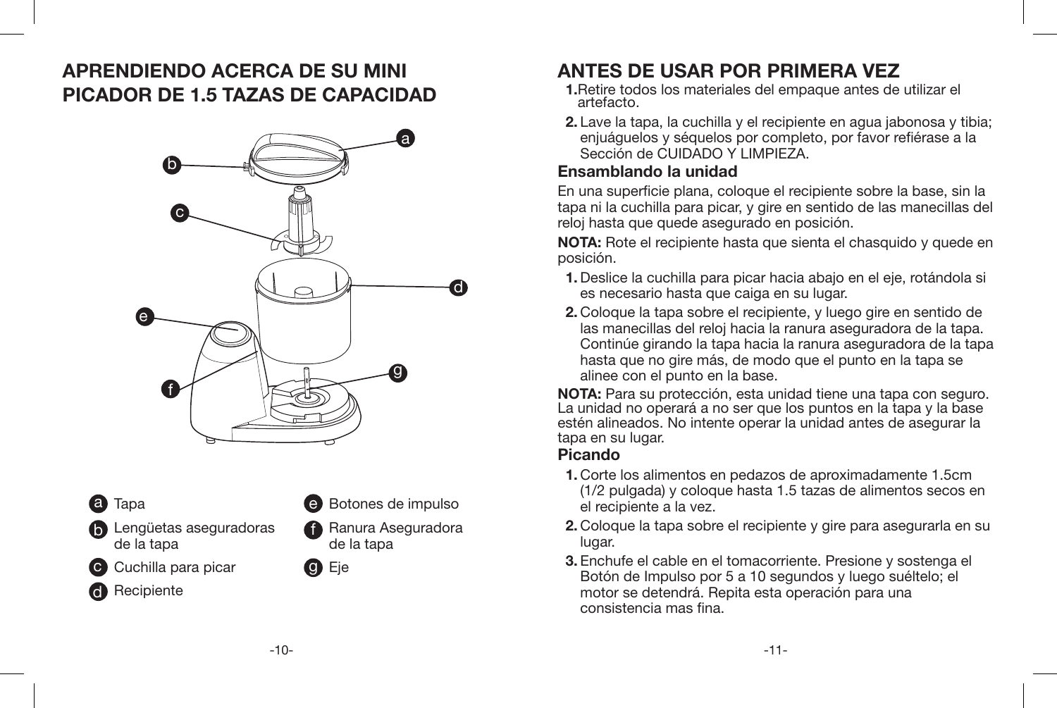# APRENDIENDO ACERCA DE SU MINI PICADOR DE 1.5 TAZAS DE CAPACIDAD

- **a** Tapa
- **b** Lengüetas aseguradoras de la tapa
- **c** Cuchilla para picar
- **d** Recipiente
- **e** Botones de impulso
- **f** Ranura Aseguradora de la tapa
- **g** Eje

# ANTES DE USAR POR PRIMERA VEZ

1. Retire todos los materiales del empaque antes de utilizar el artefacto.
2. Lave la tapa, la cuchilla y el recipiente en agua jabonosa y tibia; enjuáguelos y séquelos por completo, por favor refiérase a la Sección de CUIDADO Y LIMPIEZA.

## Ensamblando la unidad

En una superficie plana, coloque el recipiente sobre la base, sin la tapa ni la cuchilla para picar, y gire en sentido de las manecillas del reloj hasta que quede asegurado en posición.

**NOTA:** Rote el recipiente hasta que sienta el chasquido y quede en posición.

1. Deslice la cuchilla para picar hacia abajo en el eje, rotándola si es necesario hasta que caiga en su lugar.
2. Coloque la tapa sobre el recipiente, y luego gire en sentido de las manecillas del reloj hacia la ranura aseguradora de la tapa. Continúe girando la tapa hacia la ranura aseguradora de la tapa hasta que no gire más, de modo que el punto en la tapa se alinee con el punto en la base.

**NOTA:** Para su protección, esta unidad tiene una tapa con seguro. La unidad no operará a no ser que los puntos en la tapa y la base estén alineados. No intente operar la unidad antes de asegurar la tapa en su lugar.

## Picando

1. Corte los alimentos en pedazos de aproximadamente 1.5cm (1/2 pulgada) y coloque hasta 1.5 tazas de alimentos secos en el recipiente a la vez.
2. Coloque la tapa sobre el recipiente y gire para asegurarla en su lugar.
3. Enchufe el cable en el tomacorriente. Presione y sostenga el Botón de Impulso por 5 a 10 segundos y luego suéltelo; el motor se detendrá. Repita esta operación para una consistencia mas fina.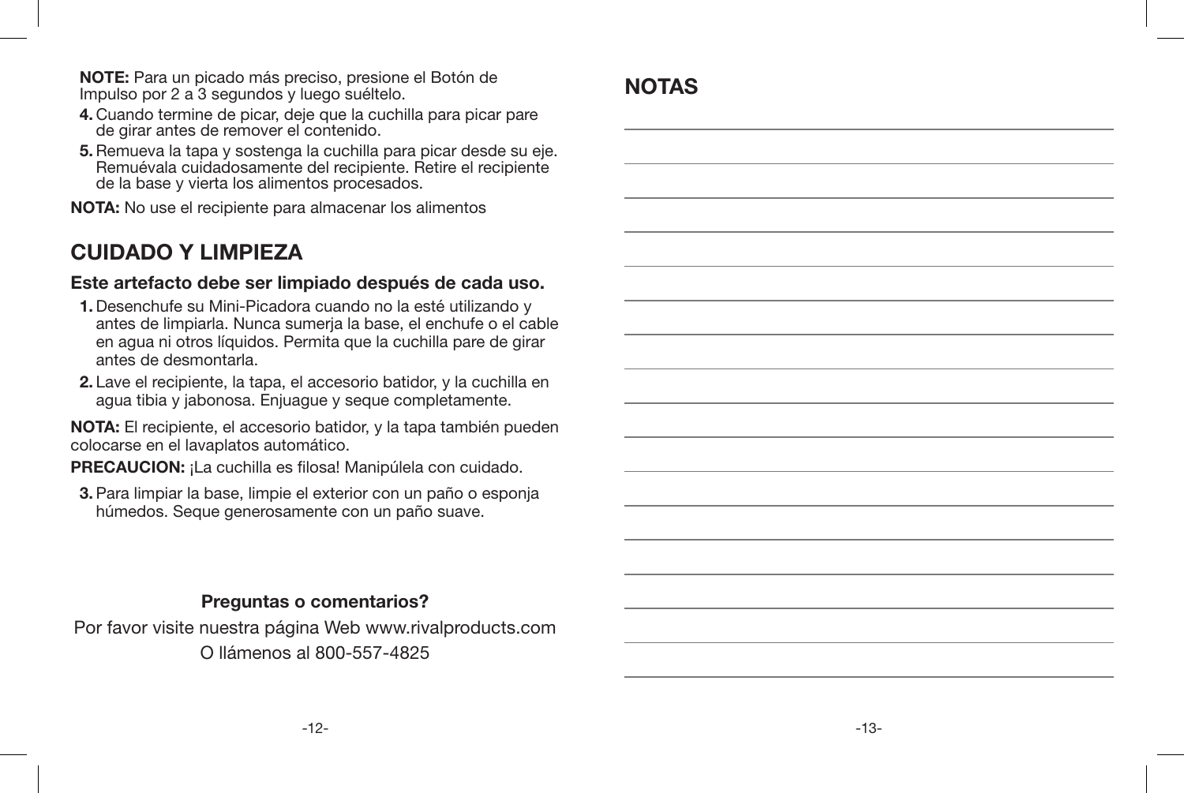**NOTE:** Para un picado más preciso, presione el Botón de Impulso por 2 a 3 segundos y luego suéltelo.

4. Cuando termine de picar, deje que la cuchilla para picar pare de girar antes de remover el contenido.
5. Remueva la tapa y sostenga la cuchilla para picar desde su eje. Remuévala cuidadosamente del recipiente. Retire el recipiente de la base y vierta los alimentos procesados.

**NOTA:** No use el recipiente para almacenar los alimentos

## CUIDADO Y LIMPIEZA

**Este artefacto debe ser limpiado después de cada uso.**

1. Desenchufe su Mini-Picadora cuando no la esté utilizando y antes de limpiarla. Nunca sumerja la base, el enchufe o el cable en agua ni otros líquidos. Permita que la cuchilla pare de girar antes de desmontarla.
2. Lave el recipiente, la tapa, el accesorio batidor, y la cuchilla en agua tibia y jabonosa. Enjuague y seque completamente.

**NOTA:** El recipiente, el accesorio batidor, y la tapa también pueden colocarse en el lavaplatos automático.

**PRECAUCION:** ¡La cuchilla es filosa! Manipúlela con cuidado.

3. Para limpiar la base, limpie el exterior con un paño o esponja húmedos. Seque generosamente con un paño suave.

**Preguntas o comentarios?**

Por favor visite nuestra página Web www.rivalproducts.com

O llámenos al 800-557-4825

## NOTAS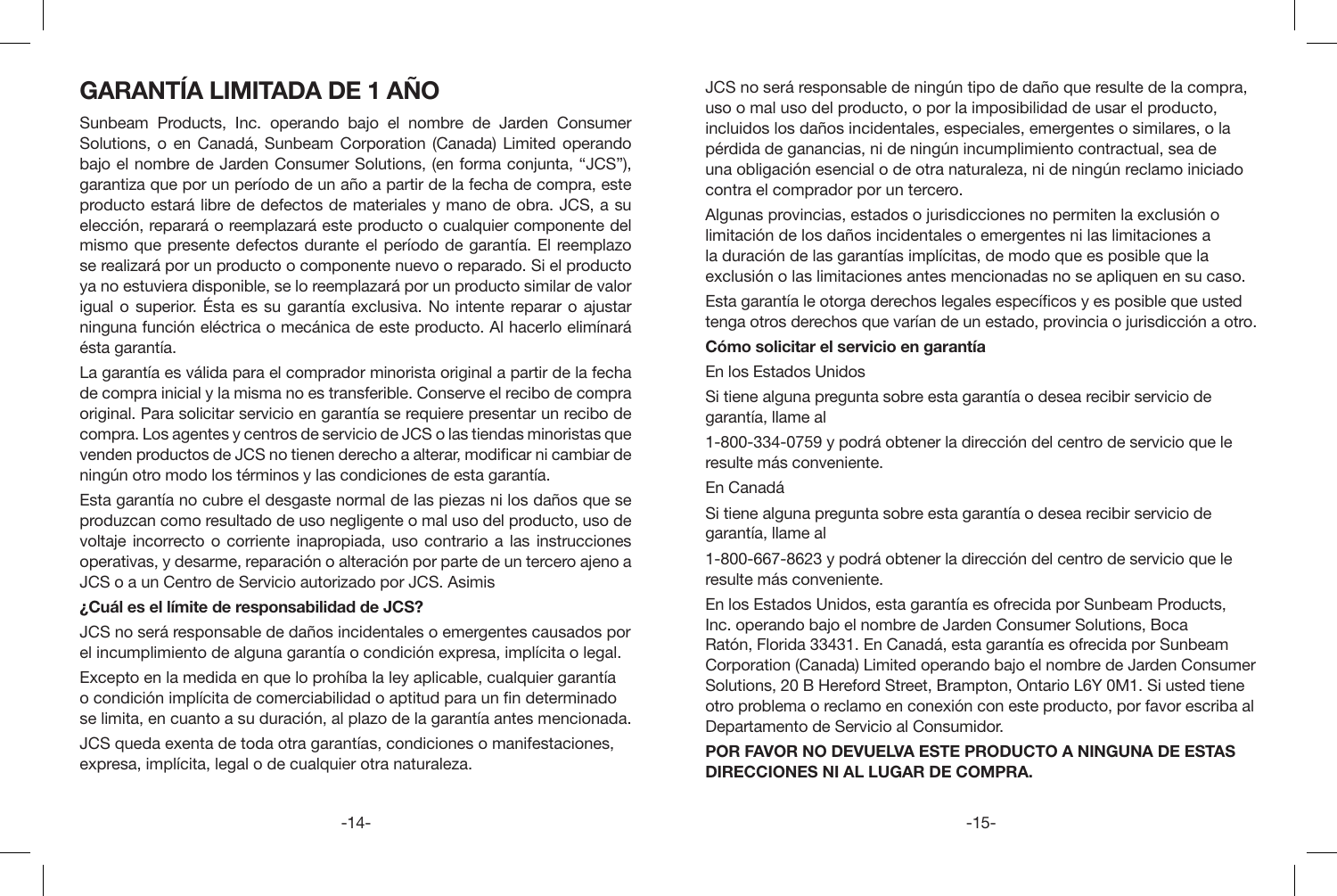# GARANTÍA LIMITADA DE 1 AÑO

Sunbeam Products, Inc. operando bajo el nombre de Jarden Consumer Solutions, o en Canadá, Sunbeam Corporation (Canada) Limited operando bajo el nombre de Jarden Consumer Solutions, (en forma conjunta, "JCS"), garantiza que por un período de un año a partir de la fecha de compra, este producto estará libre de defectos de materiales y mano de obra. JCS, a su elección, reparará o reemplazará este producto o cualquier componente del mismo que presente defectos durante el período de garantía. El reemplazo se realizará por un producto o componente nuevo o reparado. Si el producto ya no estuviera disponible, se lo reemplazará por un producto similar de valor igual o superior. Ésta es su garantía exclusiva. No intente reparar o ajustar ninguna función eléctrica o mecánica de este producto. Al hacerlo elimínará ésta garantía.

La garantía es válida para el comprador minorista original a partir de la fecha de compra inicial y la misma no es transferible. Conserve el recibo de compra original. Para solicitar servicio en garantía se requiere presentar un recibo de compra. Los agentes y centros de servicio de JCS o las tiendas minoristas que venden productos de JCS no tienen derecho a alterar, modificar ni cambiar de ningún otro modo los términos y las condiciones de esta garantía.

Esta garantía no cubre el desgaste normal de las piezas ni los daños que se produzcan como resultado de uso negligente o mal uso del producto, uso de voltaje incorrecto o corriente inapropiada, uso contrario a las instrucciones operativas, y desarme, reparación o alteración por parte de un tercero ajeno a JCS o a un Centro de Servicio autorizado por JCS. Asimis

**¿Cuál es el límite de responsabilidad de JCS?**

JCS no será responsable de daños incidentales o emergentes causados por el incumplimiento de alguna garantía o condición expresa, implícita o legal.

Excepto en la medida en que lo prohíba la ley aplicable, cualquier garantía o condición implícita de comerciabilidad o aptitud para un fin determinado se limita, en cuanto a su duración, al plazo de la garantía antes mencionada.

JCS queda exenta de toda otra garantías, condiciones o manifestaciones, expresa, implícita, legal o de cualquier otra naturaleza.

JCS no será responsable de ningún tipo de daño que resulte de la compra, uso o mal uso del producto, o por la imposibilidad de usar el producto, incluidos los daños incidentales, especiales, emergentes o similares, o la pérdida de ganancias, ni de ningún incumplimiento contractual, sea de una obligación esencial o de otra naturaleza, ni de ningún reclamo iniciado contra el comprador por un tercero.

Algunas provincias, estados o jurisdicciones no permiten la exclusión o limitación de los daños incidentales o emergentes ni las limitaciones a la duración de las garantías implícitas, de modo que es posible que la exclusión o las limitaciones antes mencionadas no se apliquen en su caso.

Esta garantía le otorga derechos legales específicos y es posible que usted tenga otros derechos que varían de un estado, provincia o jurisdicción a otro.

**Cómo solicitar el servicio en garantía**

En los Estados Unidos

Si tiene alguna pregunta sobre esta garantía o desea recibir servicio de garantía, llame al

1-800-334-0759 y podrá obtener la dirección del centro de servicio que le resulte más conveniente.

En Canadá

Si tiene alguna pregunta sobre esta garantía o desea recibir servicio de garantía, llame al

1-800-667-8623 y podrá obtener la dirección del centro de servicio que le resulte más conveniente.

En los Estados Unidos, esta garantía es ofrecida por Sunbeam Products, Inc. operando bajo el nombre de Jarden Consumer Solutions, Boca Ratón, Florida 33431. En Canadá, esta garantía es ofrecida por Sunbeam Corporation (Canada) Limited operando bajo el nombre de Jarden Consumer Solutions, 20 B Hereford Street, Brampton, Ontario L6Y 0M1. Si usted tiene otro problema o reclamo en conexión con este producto, por favor escriba al Departamento de Servicio al Consumidor.

**POR FAVOR NO DEVUELVA ESTE PRODUCTO A NINGUNA DE ESTAS DIRECCIONES NI AL LUGAR DE COMPRA.**